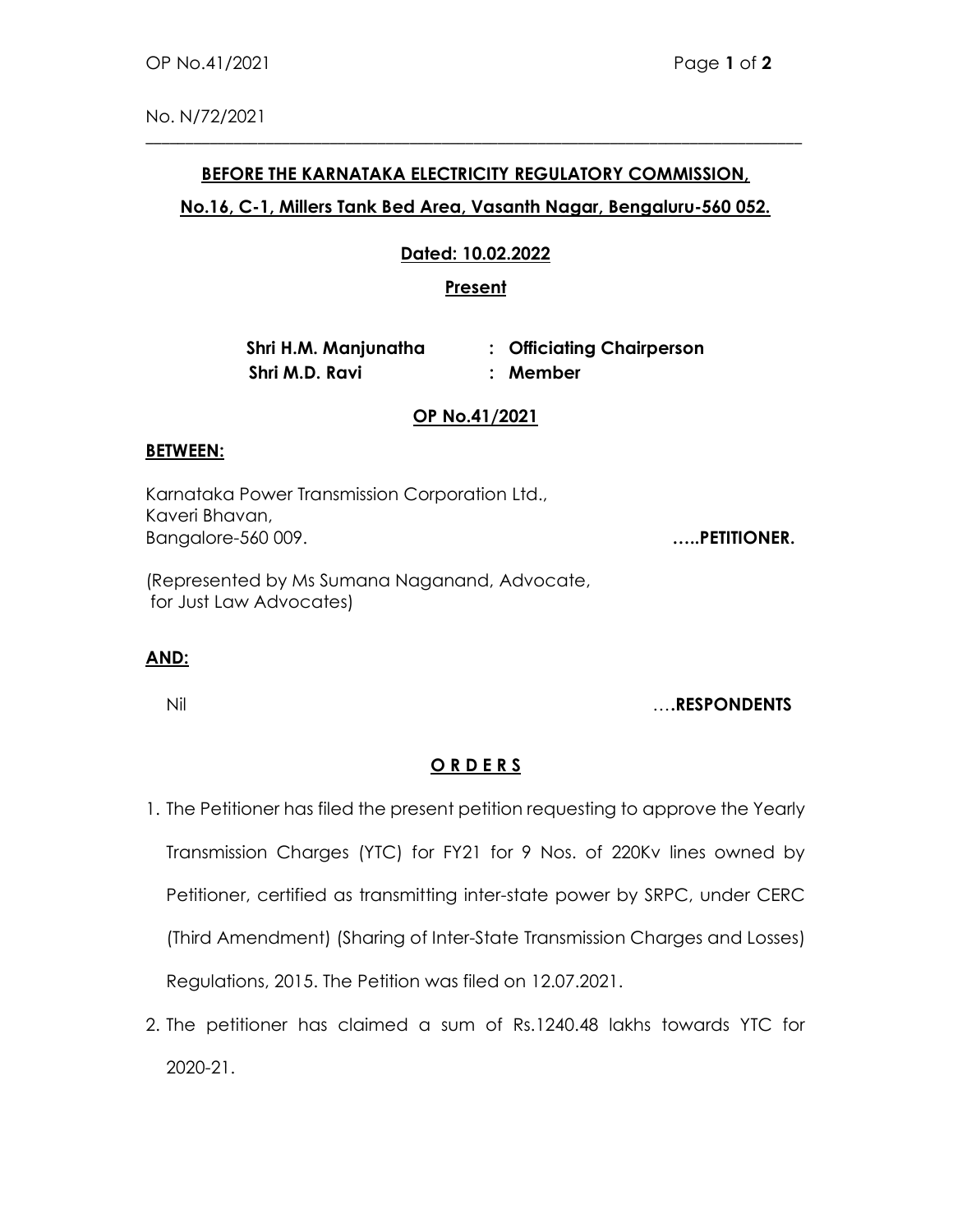No. N/72/2021

---

**BEFORE THE KARNATAKA ELECTRICITY REGULATORY COMMISSION,**

**No.16, C-1, Millers Tank Bed Area, Vasanth Nagar, Bengaluru-560 052.**

**Dated: 10.02.2022**

**Present**

**Shri H.M. Manjunatha : Officiating Chairperson**
**Shri M.D. Ravi : Member**

**OP No.41/2021**

**BETWEEN:**

Karnataka Power Transmission Corporation Ltd.,
Kaveri Bhavan,
Bangalore-560 009. **…..PETITIONER.**

(Represented by Ms Sumana Naganand, Advocate, for Just Law Advocates)

**AND:**

Nil ….**RESPONDENTS**

**O R D E R S**

1. The Petitioner has filed the present petition requesting to approve the Yearly Transmission Charges (YTC) for FY21 for 9 Nos. of 220Kv lines owned by Petitioner, certified as transmitting inter-state power by SRPC, under CERC (Third Amendment) (Sharing of Inter-State Transmission Charges and Losses) Regulations, 2015. The Petition was filed on 12.07.2021.

2. The petitioner has claimed a sum of Rs.1240.48 lakhs towards YTC for 2020-21.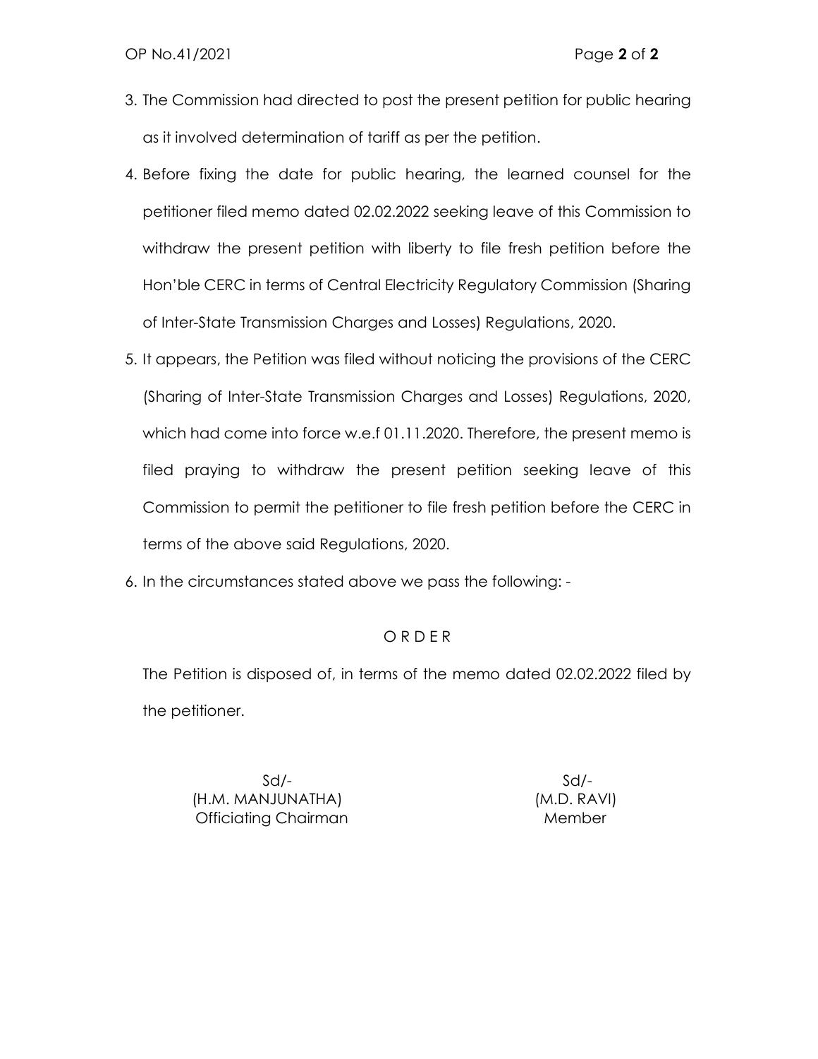3. The Commission had directed to post the present petition for public hearing as it involved determination of tariff as per the petition.
4. Before fixing the date for public hearing, the learned counsel for the petitioner filed memo dated 02.02.2022 seeking leave of this Commission to withdraw the present petition with liberty to file fresh petition before the Hon'ble CERC in terms of Central Electricity Regulatory Commission (Sharing of Inter-State Transmission Charges and Losses) Regulations, 2020.
5. It appears, the Petition was filed without noticing the provisions of the CERC (Sharing of Inter-State Transmission Charges and Losses) Regulations, 2020, which had come into force w.e.f 01.11.2020. Therefore, the present memo is filed praying to withdraw the present petition seeking leave of this Commission to permit the petitioner to file fresh petition before the CERC in terms of the above said Regulations, 2020.
6. In the circumstances stated above we pass the following: -

## O R D E R

The Petition is disposed of, in terms of the memo dated 02.02.2022 filed by the petitioner.

| | |
|---|---|
| Sd/- | Sd/- |
| (H.M. MANJUNATHA) | (M.D. RAVI) |
| Officiating Chairman | Member |